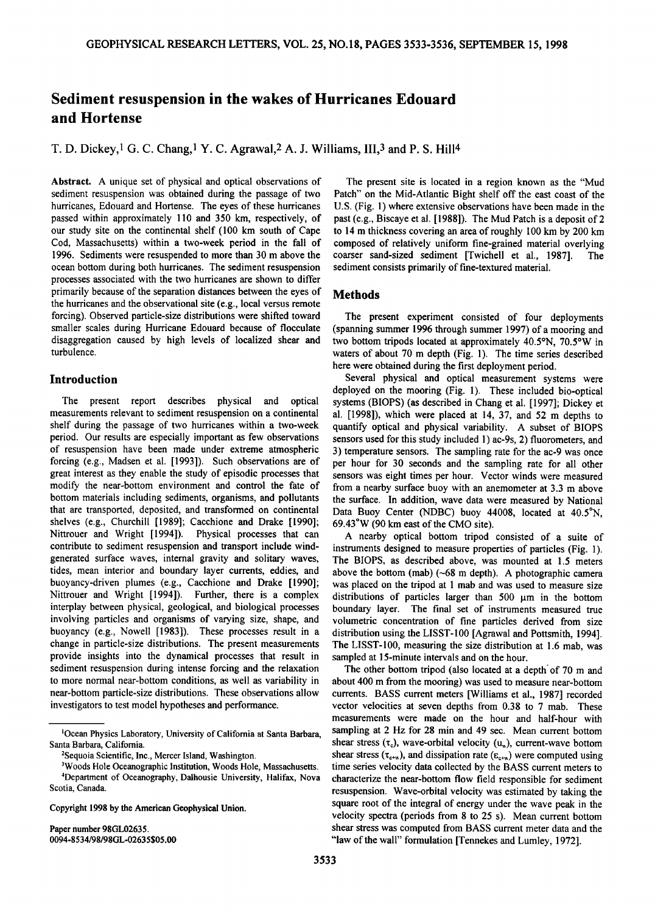# Sediment resuspension in the wakes of Hurricanes Edouard and Hortense

T. D. Dickey,[1] G. C. Chang,[1] Y. C. Agrawal,[2] A. J. Williams, III,[3] and P. S. Hill[4]

**Abstract.** A unique set of physical and optical observations of sediment resuspension was obtained during the passage of two hurricanes, Edouard and Hortense. The eyes of these hurricanes passed within approximately 110 and 350 km, respectively, of our study site on the continental shelf (100 km south of Cape Cod, Massachusetts) within a two-week period in the fall of 1996. Sediments were resuspended to more than 30 m above the ocean bottom during both hurricanes. The sediment resuspension processes associated with the two hurricanes are shown to differ primarily because of the separation distances between the eyes of the hurricanes and the observational site (e.g., local versus remote forcing). Observed particle-size distributions were shifted toward smaller scales during Hurricane Edouard because of flocculate disaggregation caused by high levels of localized shear and turbulence.

## Introduction

The present report describes physical and optical measurements relevant to sediment resuspension on a continental shelf during the passage of two hurricanes within a two-week period. Our results are especially important as few observations of resuspension have been made under extreme atmospheric forcing (e.g., Madsen et al. [1993]). Such observations are of great interest as they enable the study of episodic processes that modify the near-bottom environment and control the fate of bottom materials including sediments, organisms, and pollutants that are transported, deposited, and transformed on continental shelves (e.g., Churchill [1989]; Cacchione and Drake [1990]; Nittrouer and Wright [1994]). Physical processes that can contribute to sediment resuspension and transport include wind-generated surface waves, internal gravity and solitary waves, tides, mean interior and boundary layer currents, eddies, and buoyancy-driven plumes (e.g., Cacchione and Drake [1990]; Nittrouer and Wright [1994]). Further, there is a complex interplay between physical, geological, and biological processes involving particles and organisms of varying size, shape, and buoyancy (e.g., Nowell [1983]). These processes result in a change in particle-size distributions. The present measurements provide insights into the dynamical processes that result in sediment resuspension during intense forcing and the relaxation to more normal near-bottom conditions, as well as variability in near-bottom particle-size distributions. These observations allow investigators to test model hypotheses and performance.

The present site is located in a region known as the "Mud Patch" on the Mid-Atlantic Bight shelf off the east coast of the U.S. (Fig. 1) where extensive observations have been made in the past (e.g., Biscaye et al. [1988]). The Mud Patch is a deposit of 2 to 14 m thickness covering an area of roughly 100 km by 200 km composed of relatively uniform fine-grained material overlying coarser sand-sized sediment [Twichell et al., 1987]. The sediment consists primarily of fine-textured material.

## Methods

The present experiment consisted of four deployments (spanning summer 1996 through summer 1997) of a mooring and two bottom tripods located at approximately 40.5°N, 70.5°W in waters of about 70 m depth (Fig. 1). The time series described here were obtained during the first deployment period.

Several physical and optical measurement systems were deployed on the mooring (Fig. 1). These included bio-optical systems (BIOPS) (as described in Chang et al. [1997]; Dickey et al. [1998]), which were placed at 14, 37, and 52 m depths to quantify optical and physical variability. A subset of BIOPS sensors used for this study included 1) ac-9s, 2) fluorometers, and 3) temperature sensors. The sampling rate for the ac-9 was once per hour for 30 seconds and the sampling rate for all other sensors was eight times per hour. Vector winds were measured from a nearby surface buoy with an anemometer at 3.3 m above the surface. In addition, wave data were measured by National Data Buoy Center (NDBC) buoy 44008, located at 40.5°N, 69.43°W (90 km east of the CMO site).

A nearby optical bottom tripod consisted of a suite of instruments designed to measure properties of particles (Fig. 1). The BIOPS, as described above, was mounted at 1.5 meters above the bottom (mab) (~68 m depth). A photographic camera was placed on the tripod at 1 mab and was used to measure size distributions of particles larger than 500 μm in the bottom boundary layer. The final set of instruments measured true volumetric concentration of fine particles derived from size distribution using the LISST-100 [Agrawal and Pottsmith, 1994]. The LISST-100, measuring the size distribution at 1.6 mab, was sampled at 15-minute intervals and on the hour.

The other bottom tripod (also located at a depth of 70 m and about 400 m from the mooring) was used to measure near-bottom currents. BASS current meters [Williams et al., 1987] recorded vector velocities at seven depths from 0.38 to 7 mab. These measurements were made on the hour and half-hour with sampling at 2 Hz for 28 min and 49 sec. Mean current bottom shear stress ($\tau_c$), wave-orbital velocity ($u_w$), current-wave bottom shear stress ($\tau_{c+w}$), and dissipation rate ($\varepsilon_{c+w}$) were computed using time series velocity data collected by the BASS current meters to characterize the near-bottom flow field responsible for sediment resuspension. Wave-orbital velocity was estimated by taking the square root of the integral of energy under the wave peak in the velocity spectra (periods from 8 to 25 s). Mean current bottom shear stress was computed from BASS current meter data and the "law of the wall" formulation [Tennekes and Lumley, 1972].

[1]Ocean Physics Laboratory, University of California at Santa Barbara, Santa Barbara, California.

[2]Sequoia Scientific, Inc., Mercer Island, Washington.

[3]Woods Hole Oceanographic Institution, Woods Hole, Massachusetts.

[4]Department of Oceanography, Dalhousie University, Halifax, Nova Scotia, Canada.

Copyright 1998 by the American Geophysical Union.

Paper number 98GL02635.
0094-8534/98/98GL-02635$05.00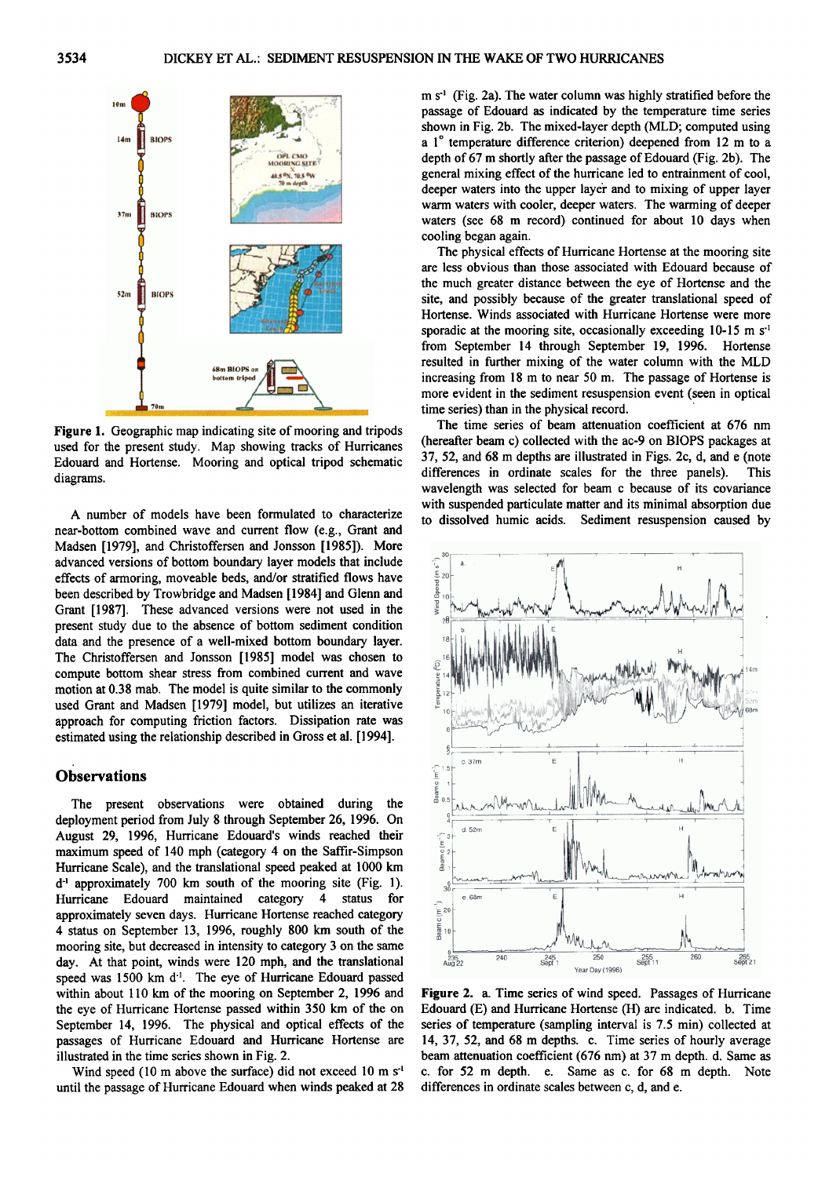Figure 1. Geographic map indicating site of mooring and tripods used for the present study. Map showing tracks of Hurricanes Edouard and Hortense. Mooring and optical tripod schematic diagrams.

A number of models have been formulated to characterize near-bottom combined wave and current flow (e.g., Grant and Madsen [1979], and Christoffersen and Jonsson [1985]). More advanced versions of bottom boundary layer models that include effects of armoring, moveable beds, and/or stratified flows have been described by Trowbridge and Madsen [1984] and Glenn and Grant [1987]. These advanced versions were not used in the present study due to the absence of bottom sediment condition data and the presence of a well-mixed bottom boundary layer. The Christoffersen and Jonsson [1985] model was chosen to compute bottom shear stress from combined current and wave motion at 0.38 mab. The model is quite similar to the commonly used Grant and Madsen [1979] model, but utilizes an iterative approach for computing friction factors. Dissipation rate was estimated using the relationship described in Gross et al. [1994].

## Observations

The present observations were obtained during the deployment period from July 8 through September 26, 1996. On August 29, 1996, Hurricane Edouard's winds reached their maximum speed of 140 mph (category 4 on the Saffir-Simpson Hurricane Scale), and the translational speed peaked at 1000 km d$^{-1}$ approximately 700 km south of the mooring site (Fig. 1). Hurricane Edouard maintained category 4 status for approximately seven days. Hurricane Hortense reached category 4 status on September 13, 1996, roughly 800 km south of the mooring site, but decreased in intensity to category 3 on the same day. At that point, winds were 120 mph, and the translational speed was 1500 km d$^{-1}$. The eye of Hurricane Edouard passed within about 110 km of the mooring on September 2, 1996 and the eye of Hurricane Hortense passed within 350 km of the on September 14, 1996. The physical and optical effects of the passages of Hurricane Edouard and Hurricane Hortense are illustrated in the time series shown in Fig. 2.

Wind speed (10 m above the surface) did not exceed 10 m s$^{-1}$ until the passage of Hurricane Edouard when winds peaked at 28 m s$^{-1}$ (Fig. 2a). The water column was highly stratified before the passage of Edouard as indicated by the temperature time series shown in Fig. 2b. The mixed-layer depth (MLD; computed using a 1° temperature difference criterion) deepened from 12 m to a depth of 67 m shortly after the passage of Edouard (Fig. 2b). The general mixing effect of the hurricane led to entrainment of cool, deeper waters into the upper layer and to mixing of upper layer warm waters with cooler, deeper waters. The warming of deeper waters (see 68 m record) continued for about 10 days when cooling began again.

The physical effects of Hurricane Hortense at the mooring site are less obvious than those associated with Edouard because of the much greater distance between the eye of Hortense and the site, and possibly because of the greater translational speed of Hortense. Winds associated with Hurricane Hortense were more sporadic at the mooring site, occasionally exceeding 10-15 m s$^{-1}$ from September 14 through September 19, 1996. Hortense resulted in further mixing of the water column with the MLD increasing from 18 m to near 50 m. The passage of Hortense is more evident in the sediment resuspension event (seen in optical time series) than in the physical record.

The time series of beam attenuation coefficient at 676 nm (hereafter beam c) collected with the ac-9 on BIOPS packages at 37, 52, and 68 m depths are illustrated in Figs. 2c, d, and e (note differences in ordinate scales for the three panels). This wavelength was selected for beam c because of its covariance with suspended particulate matter and its minimal absorption due to dissolved humic acids. Sediment resuspension caused by

Figure 2. a. Time series of wind speed. Passages of Hurricane Edouard (E) and Hurricane Hortense (H) are indicated. b. Time series of temperature (sampling interval is 7.5 min) collected at 14, 37, 52, and 68 m depths. c. Time series of hourly average beam attenuation coefficient (676 nm) at 37 m depth. d. Same as c. for 52 m depth. e. Same as c. for 68 m depth. Note differences in ordinate scales between c, d, and e.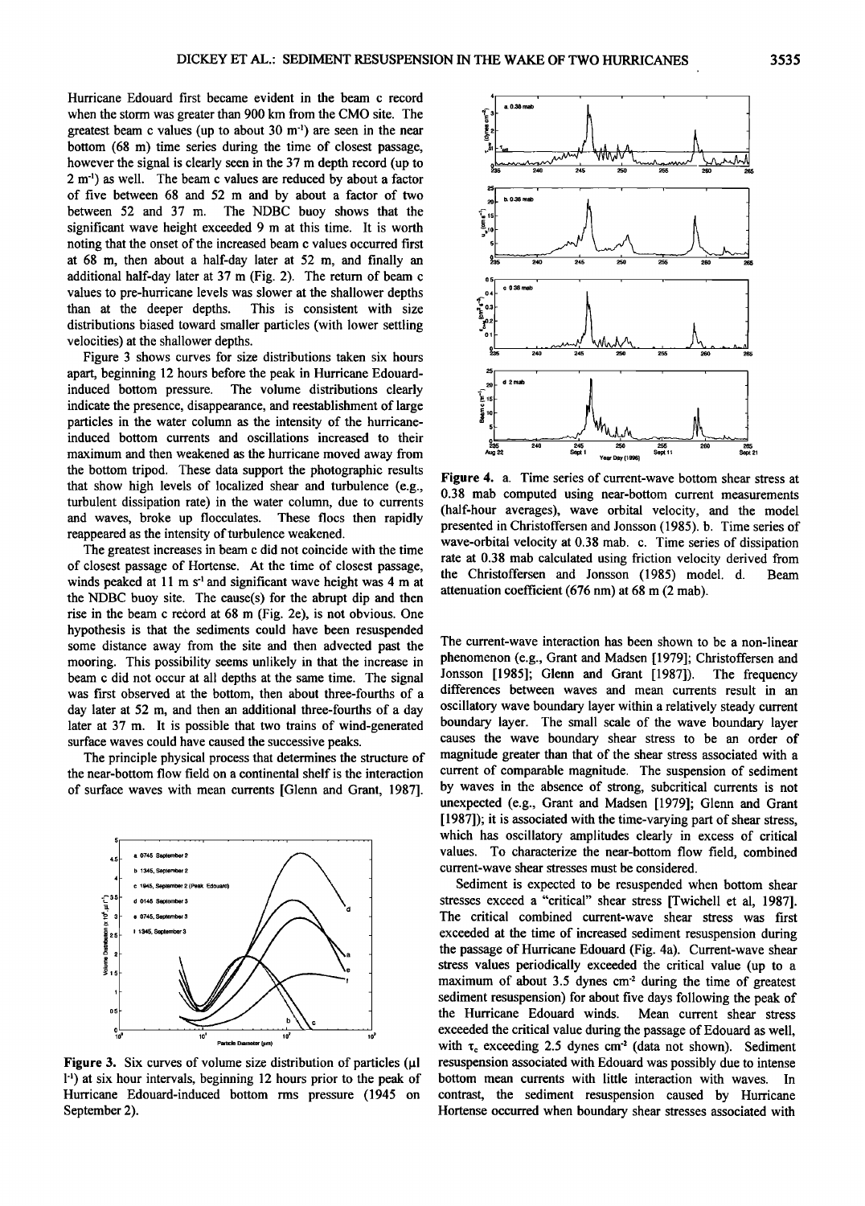Hurricane Edouard first became evident in the beam c record when the storm was greater than 900 km from the CMO site. The greatest beam c values (up to about 30 $m^{-1}$) are seen in the near bottom (68 m) time series during the time of closest passage, however the signal is clearly seen in the 37 m depth record (up to 2 $m^{-1}$) as well. The beam c values are reduced by about a factor of five between 68 and 52 m and by about a factor of two between 52 and 37 m. The NDBC buoy shows that the significant wave height exceeded 9 m at this time. It is worth noting that the onset of the increased beam c values occurred first at 68 m, then about a half-day later at 52 m, and finally an additional half-day later at 37 m (Fig. 2). The return of beam c values to pre-hurricane levels was slower at the shallower depths than at the deeper depths. This is consistent with size distributions biased toward smaller particles (with lower settling velocities) at the shallower depths.

Figure 3 shows curves for size distributions taken six hours apart, beginning 12 hours before the peak in Hurricane Edouard-induced bottom pressure. The volume distributions clearly indicate the presence, disappearance, and reestablishment of large particles in the water column as the intensity of the hurricane-induced bottom currents and oscillations increased to their maximum and then weakened as the hurricane moved away from the bottom tripod. These data support the photographic results that show high levels of localized shear and turbulence (e.g., turbulent dissipation rate) in the water column, due to currents and waves, broke up flocculates. These flocs then rapidly reappeared as the intensity of turbulence weakened.

The greatest increases in beam c did not coincide with the time of closest passage of Hortense. At the time of closest passage, winds peaked at 11 m $s^{-1}$ and significant wave height was 4 m at the NDBC buoy site. The cause(s) for the abrupt dip and then rise in the beam c record at 68 m (Fig. 2e), is not obvious. One hypothesis is that the sediments could have been resuspended some distance away from the site and then advected past the mooring. This possibility seems unlikely in that the increase in beam c did not occur at all depths at the same time. The signal was first observed at the bottom, then about three-fourths of a day later at 52 m, and then an additional three-fourths of a day later at 37 m. It is possible that two trains of wind-generated surface waves could have caused the successive peaks.

The principle physical process that determines the structure of the near-bottom flow field on a continental shelf is the interaction of surface waves with mean currents [Glenn and Grant, 1987].

Figure 3. Six curves of volume size distribution of particles (µl $l^{-1}$) at six hour intervals, beginning 12 hours prior to the peak of Hurricane Edouard-induced bottom rms pressure (1945 on September 2).

Figure 4. a. Time series of current-wave bottom shear stress at 0.38 mab computed using near-bottom current measurements (half-hour averages), wave orbital velocity, and the model presented in Christoffersen and Jonsson (1985). b. Time series of wave-orbital velocity at 0.38 mab. c. Time series of dissipation rate at 0.38 mab calculated using friction velocity derived from the Christoffersen and Jonsson (1985) model. d. Beam attenuation coefficient (676 nm) at 68 m (2 mab).

The current-wave interaction has been shown to be a non-linear phenomenon (e.g., Grant and Madsen [1979]; Christoffersen and Jonsson [1985]; Glenn and Grant [1987]). The frequency differences between waves and mean currents result in an oscillatory wave boundary layer within a relatively steady current boundary layer. The small scale of the wave boundary layer causes the wave boundary shear stress to be an order of magnitude greater than that of the shear stress associated with a current of comparable magnitude. The suspension of sediment by waves in the absence of strong, subcritical currents is not unexpected (e.g., Grant and Madsen [1979]; Glenn and Grant [1987]); it is associated with the time-varying part of shear stress, which has oscillatory amplitudes clearly in excess of critical values. To characterize the near-bottom flow field, combined current-wave shear stresses must be considered.

Sediment is expected to be resuspended when bottom shear stresses exceed a "critical" shear stress [Twichell et al, 1987]. The critical combined current-wave shear stress was first exceeded at the time of increased sediment resuspension during the passage of Hurricane Edouard (Fig. 4a). Current-wave shear stress values periodically exceeded the critical value (up to a maximum of about 3.5 dynes $cm^{-2}$ during the time of greatest sediment resuspension) for about five days following the peak of the Hurricane Edouard winds. Mean current shear stress exceeded the critical value during the passage of Edouard as well, with $\tau_c$ exceeding 2.5 dynes $cm^{-2}$ (data not shown). Sediment resuspension associated with Edouard was possibly due to intense bottom mean currents with little interaction with waves. In contrast, the sediment resuspension caused by Hurricane Hortense occurred when boundary shear stresses associated with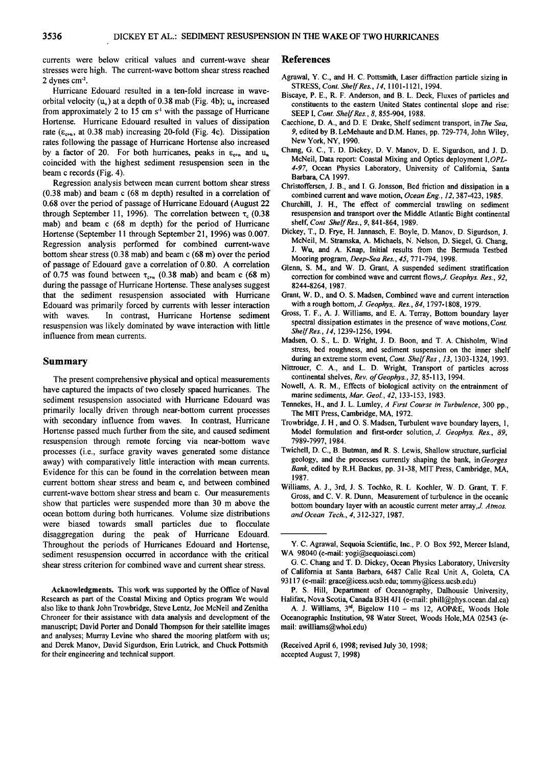currents were below critical values and current-wave shear stresses were high. The current-wave bottom shear stress reached 2 dynes cm$^{-2}$.

Hurricane Edouard resulted in a ten-fold increase in wave-orbital velocity ($u_w$) at a depth of 0.38 mab (Fig. 4b); $u_w$ increased from approximately 2 to 15 cm s$^{-1}$ with the passage of Hurricane Hortense. Hurricane Edouard resulted in values of dissipation rate ($\varepsilon_{c+w}$, at 0.38 mab) increasing 20-fold (Fig. 4c). Dissipation rates following the passage of Hurricane Hortense also increased by a factor of 20. For both hurricanes, peaks in $\varepsilon_{c+w}$ and $u_w$ coincided with the highest sediment resuspension seen in the beam c records (Fig. 4).

Regression analysis between mean current bottom shear stress (0.38 mab) and beam c (68 m depth) resulted in a correlation of 0.68 over the period of passage of Hurricane Edouard (August 22 through September 11, 1996). The correlation between $\tau_c$ (0.38 mab) and beam c (68 m depth) for the period of Hurricane Hortense (September 11 through September 21, 1996) was 0.007. Regression analysis performed for combined current-wave bottom shear stress (0.38 mab) and beam c (68 m) over the period of passage of Edouard gave a correlation of 0.80. A correlation of 0.75 was found between $\tau_{c+w}$ (0.38 mab) and beam c (68 m) during the passage of Hurricane Hortense. These analyses suggest that the sediment resuspension associated with Hurricane Edouard was primarily forced by currents with lesser interaction with waves. In contrast, Hurricane Hortense sediment resuspension was likely dominated by wave interaction with little influence from mean currents.

## Summary

The present comprehensive physical and optical measurements have captured the impacts of two closely spaced hurricanes. The sediment resuspension associated with Hurricane Edouard was primarily locally driven through near-bottom current processes with secondary influence from waves. In contrast, Hurricane Hortense passed much further from the site, and caused sediment resuspension through remote forcing via near-bottom wave processes (i.e., surface gravity waves generated some distance away) with comparatively little interaction with mean currents. Evidence for this can be found in the correlation between mean current bottom shear stress and beam c, and between combined current-wave bottom shear stress and beam c. Our measurements show that particles were suspended more than 30 m above the ocean bottom during both hurricanes. Volume size distributions were biased towards small particles due to flocculate disaggregation during the peak of Hurricane Edouard. Throughout the periods of Hurricanes Edouard and Hortense, sediment resuspension occurred in accordance with the critical shear stress criterion for combined wave and current shear stress.

**Acknowledgments.** This work was supported by the Office of Naval Research as part of the Coastal Mixing and Optics program We would also like to thank John Trowbridge, Steve Lentz, Joe McNeil and Zenitha Chroneer for their assistance with data analysis and development of the manuscript; David Porter and Donald Thompson for their satellite images and analyses; Murray Levine who shared the mooring platform with us; and Derek Manov, David Sigurdson, Erin Lutrick, and Chuck Pottsmith for their engineering and technical support.

## References

Agrawal, Y. C., and H. C. Pottsmith, Laser diffraction particle sizing in STRESS, *Cont. Shelf Res.*, *14*, 1101-1121, 1994.

Biscaye, P. E., R. F. Anderson, and B. L. Deck, Fluxes of particles and constituents to the eastern United States continental slope and rise: SEEP I, *Cont. Shelf Res.*, *8*, 855-904, 1988.

Cacchione, D. A., and D. E Drake, Shelf sediment transport, in *The Sea*, *9*, edited by B. LeMehaute and D.M. Hanes, pp. 729-774, John Wiley, New York, NY, 1990.

Chang, G. C., T. D. Dickey, D. V. Manov, D. E. Sigurdson, and J. D. McNeil, Data report: Coastal Mixing and Optics deployment I, *OPL-4-97*, Ocean Physics Laboratory, University of California, Santa Barbara, CA 1997.

Christoffersen, J. B., and I. G. Jonsson, Bed friction and dissipation in a combined current and wave motion, *Ocean Eng.*, *12*, 387-423, 1985.

Churchill, J. H., The effect of commercial trawling on sediment resuspension and transport over the Middle Atlantic Bight continental shelf, *Cont Shelf Res.*, *9*, 841-864, 1989.

Dickey, T., D. Frye, H. Jannasch, E. Boyle, D. Manov, D. Sigurdson, J. McNeil, M. Stramska, A. Michaels, N. Nelson, D. Siegel, G. Chang, J. Wu, and A. Knap, Initial results from the Bermuda Testbed Mooring program, *Deep-Sea Res.*, *45*, 771-794, 1998.

Glenn, S. M., and W. D. Grant, A suspended sediment stratification correction for combined wave and current flows, *J. Geophys. Res.*, *92*, 8244-8264, 1987.

Grant, W. D., and O. S. Madsen, Combined wave and current interaction with a rough bottom, *J. Geophys,. Res.*, *84*, 1797-1808, 1979.

Gross, T. F., A. J. Williams, and E. A. Terray, Bottom boundary layer spectral dissipation estimates in the presence of wave motions, *Cont. Shelf Res.*, *14*, 1239-1256, 1994.

Madsen, O. S., L. D. Wright, J. D. Boon, and T. A. Chisholm, Wind stress, bed roughness, and sediment suspension on the inner shelf during an extreme storm event, *Cont. Shelf Res*, *13*, 1303-1324, 1993.

Nittrouer, C. A., and L. D. Wright, Transport of particles across continental shelves, *Rev. of Geophys.*, *32*, 85-113, 1994.

Nowell, A. R. M., Effects of biological activity on the entrainment of marine sediments, *Mar. Geol.*, *42*, 133-153, 1983.

Tennekes, H., and J. L. Lumley, *A First Course in Turbulence*, 300 pp., The MIT Press, Cambridge, MA, 1972.

Trowbridge, J. H , and O. S. Madsen, Turbulent wave boundary layers, 1, Model formulation and first-order solution, *J. Geophys. Res.*, *89*, 7989-7997, 1984.

Twichell, D. C., B. Butman, and R. S. Lewis, Shallow structure, surficial geology, and the processes currently shaping the bank, in *Georges Bank*, edited by R.H. Backus, pp. 31-38, MIT Press, Cambridge, MA, 1987.

Williams, A. J., 3rd, J. S. Tochko, R. L Koehler, W. D. Grant, T. F. Gross, and C. V. R. Dunn, Measurement of turbulence in the oceanic bottom boundary layer with an acoustic current meter array, *J. Atmos. and Ocean Tech.*, *4*, 312-327, 1987.

---

Y. C. Agrawal, Sequoia Scientific, Inc., P. O Box 592, Mercer Island, WA 98040 (e-mail: yogi@sequoiasci.com)

G. C. Chang and T. D. Dickey, Ocean Physics Laboratory, University of California at Santa Barbara, 6487 Calle Real Unit A, Goleta, CA 93117 (e-mail: grace@icess.ucsb.edu; tommy@icess.ucsb.edu)

P. S. Hill, Department of Oceanography, Dalhousie University, Halifax, Nova Scotia, Canada B3H 4J1 (e-mail: phill@phys.ocean.dal.ca)

A. J. Williams, 3rd, Bigelow 110 – ms 12, AOP&E, Woods Hole Oceanographic Institution, 98 Water Street, Woods Hole, MA 02543 (e-mail: awilliams@whoi.edu)

(Received April 6, 1998; revised July 30, 1998; accepted August 7, 1998)